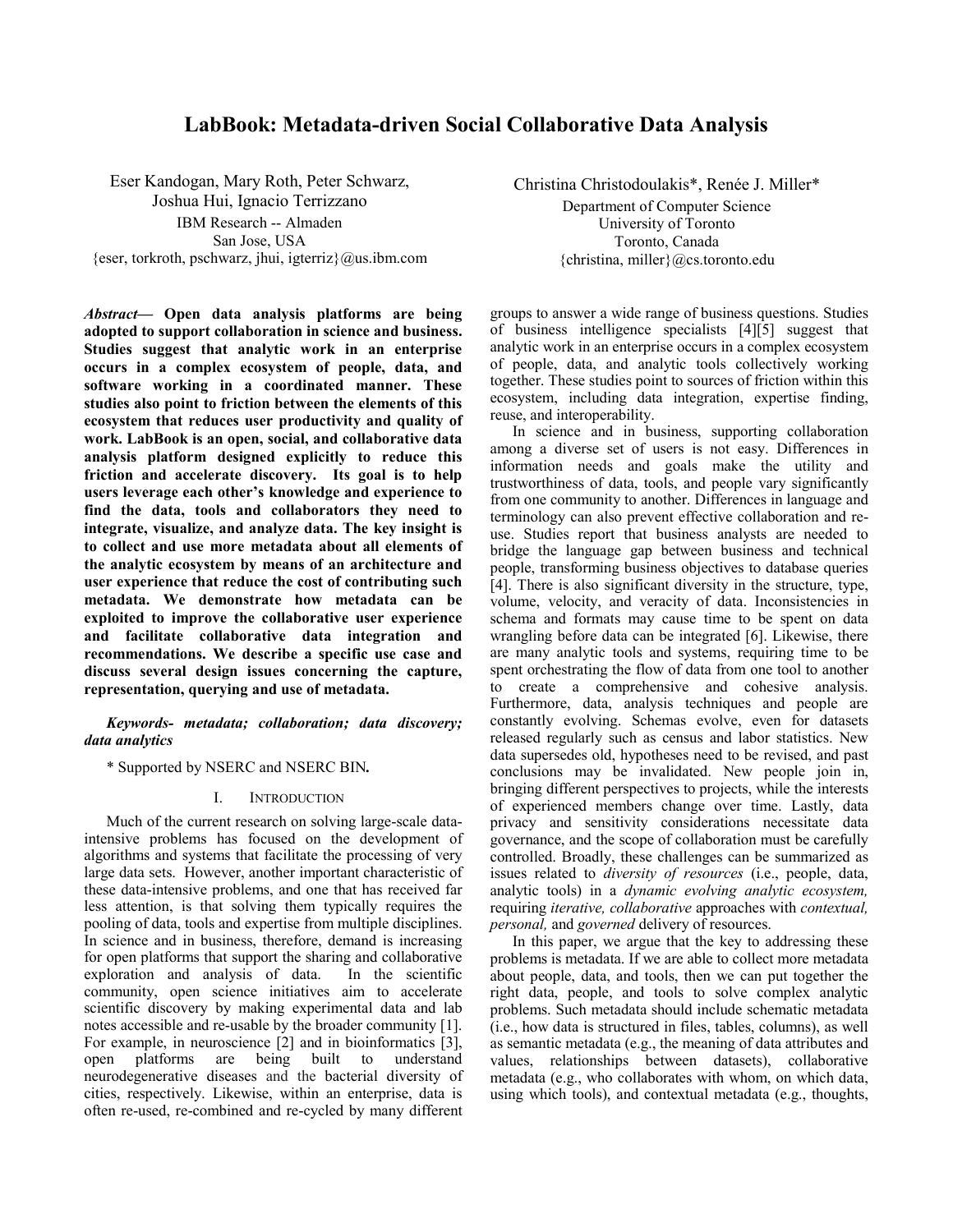# LabBook: Metadata-driven Social Collaborative Data Analysis

Eser Kandogan, Mary Roth, Peter Schwarz, Joshua Hui, Ignacio Terrizzano
IBM Research -- Almaden
San Jose, USA
{eser, torkroth, pschwarz, jhui, igterriz}@us.ibm.com

Christina Christodoulakis*, Renée J. Miller*
Department of Computer Science
University of Toronto
Toronto, Canada
{christina, miller}@cs.toronto.edu

***Abstract*— Open data analysis platforms are being adopted to support collaboration in science and business. Studies suggest that analytic work in an enterprise occurs in a complex ecosystem of people, data, and software working in a coordinated manner. These studies also point to friction between the elements of this ecosystem that reduces user productivity and quality of work. LabBook is an open, social, and collaborative data analysis platform designed explicitly to reduce this friction and accelerate discovery. Its goal is to help users leverage each other's knowledge and experience to find the data, tools and collaborators they need to integrate, visualize, and analyze data. The key insight is to collect and use more metadata about all elements of the analytic ecosystem by means of an architecture and user experience that reduce the cost of contributing such metadata. We demonstrate how metadata can be exploited to improve the collaborative user experience and facilitate collaborative data integration and recommendations. We describe a specific use case and discuss several design issues concerning the capture, representation, querying and use of metadata.**

***Keywords- metadata; collaboration; data discovery; data analytics***

\* Supported by NSERC and NSERC BIN**.**

## I. Introduction

Much of the current research on solving large-scale data-intensive problems has focused on the development of algorithms and systems that facilitate the processing of very large data sets. However, another important characteristic of these data-intensive problems, and one that has received far less attention, is that solving them typically requires the pooling of data, tools and expertise from multiple disciplines. In science and in business, therefore, demand is increasing for open platforms that support the sharing and collaborative exploration and analysis of data. In the scientific community, open science initiatives aim to accelerate scientific discovery by making experimental data and lab notes accessible and re-usable by the broader community [1]. For example, in neuroscience [2] and in bioinformatics [3], open platforms are being built to understand neurodegenerative diseases and the bacterial diversity of cities, respectively. Likewise, within an enterprise, data is often re-used, re-combined and re-cycled by many different groups to answer a wide range of business questions. Studies of business intelligence specialists [4][5] suggest that analytic work in an enterprise occurs in a complex ecosystem of people, data, and analytic tools collectively working together. These studies point to sources of friction within this ecosystem, including data integration, expertise finding, reuse, and interoperability.

In science and in business, supporting collaboration among a diverse set of users is not easy. Differences in information needs and goals make the utility and trustworthiness of data, tools, and people vary significantly from one community to another. Differences in language and terminology can also prevent effective collaboration and re-use. Studies report that business analysts are needed to bridge the language gap between business and technical people, transforming business objectives to database queries [4]. There is also significant diversity in the structure, type, volume, velocity, and veracity of data. Inconsistencies in schema and formats may cause time to be spent on data wrangling before data can be integrated [6]. Likewise, there are many analytic tools and systems, requiring time to be spent orchestrating the flow of data from one tool to another to create a comprehensive and cohesive analysis. Furthermore, data, analysis techniques and people are constantly evolving. Schemas evolve, even for datasets released regularly such as census and labor statistics. New data supersedes old, hypotheses need to be revised, and past conclusions may be invalidated. New people join in, bringing different perspectives to projects, while the interests of experienced members change over time. Lastly, data privacy and sensitivity considerations necessitate data governance, and the scope of collaboration must be carefully controlled. Broadly, these challenges can be summarized as issues related to *diversity of resources* (i.e., people, data, analytic tools) in a *dynamic evolving analytic ecosystem,* requiring *iterative, collaborative* approaches with *contextual, personal,* and *governed* delivery of resources.

In this paper, we argue that the key to addressing these problems is metadata. If we are able to collect more metadata about people, data, and tools, then we can put together the right data, people, and tools to solve complex analytic problems. Such metadata should include schematic metadata (i.e., how data is structured in files, tables, columns), as well as semantic metadata (e.g., the meaning of data attributes and values, relationships between datasets), collaborative metadata (e.g., who collaborates with whom, on which data, using which tools), and contextual metadata (e.g., thoughts,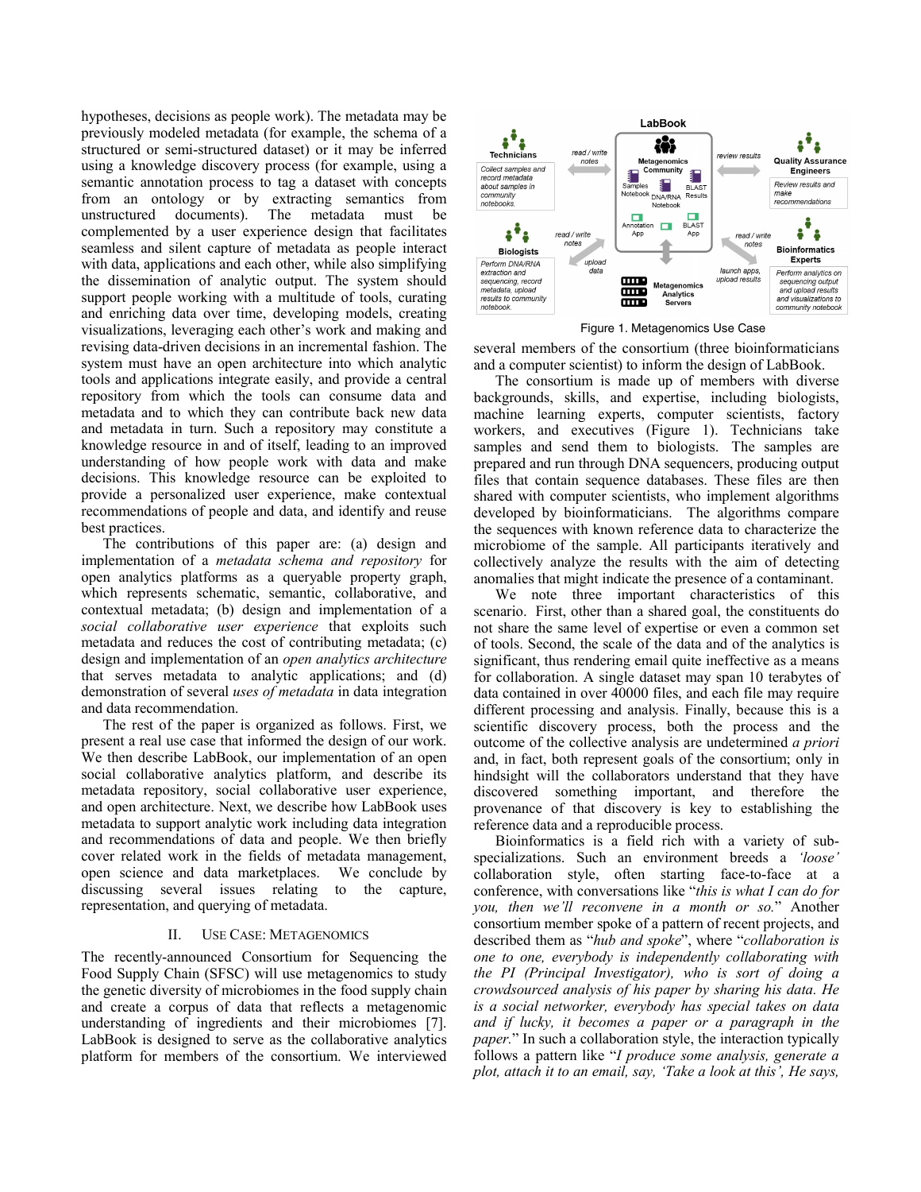hypotheses, decisions as people work). The metadata may be previously modeled metadata (for example, the schema of a structured or semi-structured dataset) or it may be inferred using a knowledge discovery process (for example, using a semantic annotation process to tag a dataset with concepts from an ontology or by extracting semantics from unstructured documents). The metadata must be complemented by a user experience design that facilitates seamless and silent capture of metadata as people interact with data, applications and each other, while also simplifying the dissemination of analytic output. The system should support people working with a multitude of tools, curating and enriching data over time, developing models, creating visualizations, leveraging each other's work and making and revising data-driven decisions in an incremental fashion. The system must have an open architecture into which analytic tools and applications integrate easily, and provide a central repository from which the tools can consume data and metadata and to which they can contribute back new data and metadata in turn. Such a repository may constitute a knowledge resource in and of itself, leading to an improved understanding of how people work with data and make decisions. This knowledge resource can be exploited to provide a personalized user experience, make contextual recommendations of people and data, and identify and reuse best practices.

The contributions of this paper are: (a) design and implementation of a *metadata schema and repository* for open analytics platforms as a queryable property graph, which represents schematic, semantic, collaborative, and contextual metadata; (b) design and implementation of a *social collaborative user experience* that exploits such metadata and reduces the cost of contributing metadata; (c) design and implementation of an *open analytics architecture* that serves metadata to analytic applications; and (d) demonstration of several *uses of metadata* in data integration and data recommendation.

The rest of the paper is organized as follows. First, we present a real use case that informed the design of our work. We then describe LabBook, our implementation of an open social collaborative analytics platform, and describe its metadata repository, social collaborative user experience, and open architecture. Next, we describe how LabBook uses metadata to support analytic work including data integration and recommendations of data and people. We then briefly cover related work in the fields of metadata management, open science and data marketplaces. We conclude by discussing several issues relating to the capture, representation, and querying of metadata.

## II. Use Case: Metagenomics

The recently-announced Consortium for Sequencing the Food Supply Chain (SFSC) will use metagenomics to study the genetic diversity of microbiomes in the food supply chain and create a corpus of data that reflects a metagenomic understanding of ingredients and their microbiomes [7]. LabBook is designed to serve as the collaborative analytics platform for members of the consortium. We interviewed several members of the consortium (three bioinformaticians and a computer scientist) to inform the design of LabBook.

LabBook

Technicians

Collect samples and record metadata about samples in community notebooks.

read / write notes

Metagenomics Community

Samples Notebook

DNA/RNA Notebook

BLAST Results

Annotation App

BLAST App

review results

Quality Assurance Engineers

Review results and make recommendations

Biologists

Perform DNA/RNA extraction and sequencing, record metadata, upload results to community notebook.

read / write notes

upload data

Metagenomics Analytics Servers

launch apps, upload results

read / write notes

Bioinformatics Experts

Perform analytics on sequencing output and upload results and visualizations to community notebook

Figure 1. Metagenomics Use Case

The consortium is made up of members with diverse backgrounds, skills, and expertise, including biologists, machine learning experts, computer scientists, factory workers, and executives (Figure 1). Technicians take samples and send them to biologists. The samples are prepared and run through DNA sequencers, producing output files that contain sequence databases. These files are then shared with computer scientists, who implement algorithms developed by bioinformaticians. The algorithms compare the sequences with known reference data to characterize the microbiome of the sample. All participants iteratively and collectively analyze the results with the aim of detecting anomalies that might indicate the presence of a contaminant.

We note three important characteristics of this scenario. First, other than a shared goal, the constituents do not share the same level of expertise or even a common set of tools. Second, the scale of the data and of the analytics is significant, thus rendering email quite ineffective as a means for collaboration. A single dataset may span 10 terabytes of data contained in over 40000 files, and each file may require different processing and analysis. Finally, because this is a scientific discovery process, both the process and the outcome of the collective analysis are undetermined *a priori* and, in fact, both represent goals of the consortium; only in hindsight will the collaborators understand that they have discovered something important, and therefore the provenance of that discovery is key to establishing the reference data and a reproducible process.

Bioinformatics is a field rich with a variety of sub-specializations. Such an environment breeds a *'loose'* collaboration style, often starting face-to-face at a conference, with conversations like "*this is what I can do for you, then we'll reconvene in a month or so.*" Another consortium member spoke of a pattern of recent projects, and described them as "*hub and spoke*", where "*collaboration is one to one, everybody is independently collaborating with the PI (Principal Investigator), who is sort of doing a crowdsourced analysis of his paper by sharing his data. He is a social networker, everybody has special takes on data and if lucky, it becomes a paper or a paragraph in the paper.*" In such a collaboration style, the interaction typically follows a pattern like "*I produce some analysis, generate a plot, attach it to an email, say, 'Take a look at this', He says,*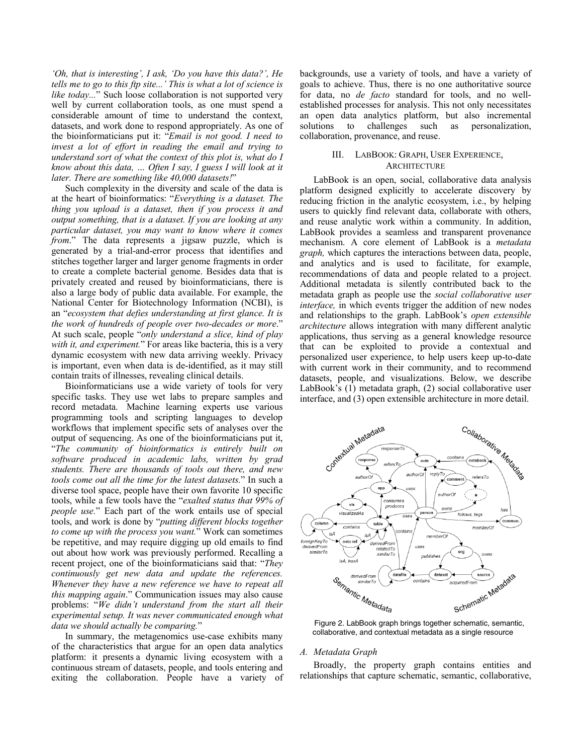*'Oh, that is interesting', I ask, 'Do you have this data?', He tells me to go to this ftp site...' This is what a lot of science is like today...*" Such loose collaboration is not supported very well by current collaboration tools, as one must spend a considerable amount of time to understand the context, datasets, and work done to respond appropriately. As one of the bioinformaticians put it: "*Email is not good. I need to invest a lot of effort in reading the email and trying to understand sort of what the context of this plot is, what do I know about this data, … Often I say, I guess I will look at it later. There are something like 40,000 datasets!*"

Such complexity in the diversity and scale of the data is at the heart of bioinformatics: "*Everything is a dataset. The thing you upload is a dataset, then if you process it and output something, that is a dataset. If you are looking at any particular dataset, you may want to know where it comes from*." The data represents a jigsaw puzzle, which is generated by a trial-and-error process that identifies and stitches together larger and larger genome fragments in order to create a complete bacterial genome. Besides data that is privately created and reused by bioinformaticians, there is also a large body of public data available. For example, the National Center for Biotechnology Information (NCBI), is an "*ecosystem that defies understanding at first glance. It is the work of hundreds of people over two-decades or more*." At such scale, people "*only understand a slice, kind of play with it, and experiment.*" For areas like bacteria, this is a very dynamic ecosystem with new data arriving weekly. Privacy is important, even when data is de-identified, as it may still contain traits of illnesses, revealing clinical details.

Bioinformaticians use a wide variety of tools for very specific tasks. They use wet labs to prepare samples and record metadata. Machine learning experts use various programming tools and scripting languages to develop workflows that implement specific sets of analyses over the output of sequencing. As one of the bioinformaticians put it, "*The community of bioinformatics is entirely built on software produced in academic labs, written by grad students. There are thousands of tools out there, and new tools come out all the time for the latest datasets.*" In such a diverse tool space, people have their own favorite 10 specific tools, while a few tools have the "*exalted status that 99% of people use.*" Each part of the work entails use of special tools, and work is done by "*putting different blocks together to come up with the process you want.*" Work can sometimes be repetitive, and may require digging up old emails to find out about how work was previously performed. Recalling a recent project, one of the bioinformaticians said that: "*They continuously get new data and update the references. Whenever they have a new reference we have to repeat all this mapping again*." Communication issues may also cause problems: "*We didn't understand from the start all their experimental setup. It was never communicated enough what data we should actually be comparing.*"

In summary, the metagenomics use-case exhibits many of the characteristics that argue for an open data analytics platform: it presents a dynamic living ecosystem with a continuous stream of datasets, people, and tools entering and exiting the collaboration. People have a variety of backgrounds, use a variety of tools, and have a variety of goals to achieve. Thus, there is no one authoritative source for data, no *de facto* standard for tools, and no well-established processes for analysis. This not only necessitates an open data analytics platform, but also incremental solutions to challenges such as personalization, collaboration, provenance, and reuse.

## III. LabBook: Graph, User Experience, Architecture

LabBook is an open, social, collaborative data analysis platform designed explicitly to accelerate discovery by reducing friction in the analytic ecosystem, i.e., by helping users to quickly find relevant data, collaborate with others, and reuse analytic work within a community. In addition, LabBook provides a seamless and transparent provenance mechanism. A core element of LabBook is a *metadata graph,* which captures the interactions between data, people, and analytics and is used to facilitate, for example, recommendations of data and people related to a project. Additional metadata is silently contributed back to the metadata graph as people use the *social collaborative user interface,* in which events trigger the addition of new nodes and relationships to the graph. LabBook's *open extensible architecture* allows integration with many different analytic applications, thus serving as a general knowledge resource that can be exploited to provide a contextual and personalized user experience, to help users keep up-to-date with current work in their community, and to recommend datasets, people, and visualizations. Below, we describe LabBook's (1) metadata graph, (2) social collaborative user interface, and (3) open extensible architecture in more detail.

Contextual Metadata
Collaborative Metadata
Semantic Metadata
Schematic Metadata
response, note, notebook, comment, app, vis, table, column, onto ref, person, *, commun, org, dataset, source, datafile
responseTo, refersTo, contains, authorOf, replyTo, refersTo, uses, consumes, produces, visualizedAs, contains, isA, foreignKeyTo, derivedFrom, similarTo, isA, hasA, derivedFrom, relatedTo, similarTo, owns, follows, tags, has, memberOf, memberOf, uses, publishes, owns, contains, acquiredFrom, derivedFrom, similarTo

Figure 2. LabBook graph brings together schematic, semantic, collaborative, and contextual metadata as a single resource

### A. Metadata Graph

Broadly, the property graph contains entities and relationships that capture schematic, semantic, collaborative,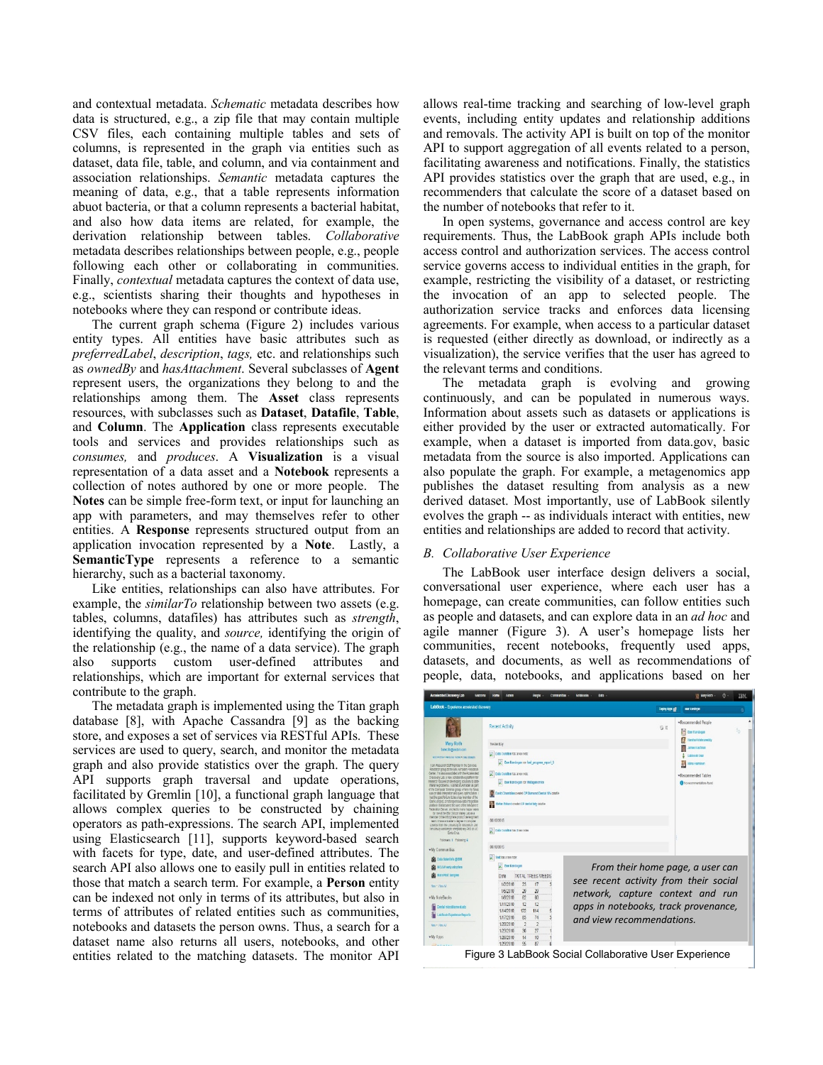and contextual metadata. *Schematic* metadata describes how data is structured, e.g., a zip file that may contain multiple CSV files, each containing multiple tables and sets of columns, is represented in the graph via entities such as dataset, data file, table, and column, and via containment and association relationships. *Semantic* metadata captures the meaning of data, e.g., that a table represents information abuot bacteria, or that a column represents a bacterial habitat, and also how data items are related, for example, the derivation relationship between tables. *Collaborative* metadata describes relationships between people, e.g., people following each other or collaborating in communities. Finally, *contextual* metadata captures the context of data use, e.g., scientists sharing their thoughts and hypotheses in notebooks where they can respond or contribute ideas.

The current graph schema (Figure 2) includes various entity types. All entities have basic attributes such as *preferredLabel*, *description*, *tags,* etc. and relationships such as *ownedBy* and *hasAttachment*. Several subclasses of **Agent** represent users, the organizations they belong to and the relationships among them. The **Asset** class represents resources, with subclasses such as **Dataset**, **Datafile**, **Table**, and **Column**. The **Application** class represents executable tools and services and provides relationships such as *consumes,* and *produces*. A **Visualization** is a visual representation of a data asset and a **Notebook** represents a collection of notes authored by one or more people. The **Notes** can be simple free-form text, or input for launching an app with parameters, and may themselves refer to other entities. A **Response** represents structured output from an application invocation represented by a **Note**. Lastly, a **SemanticType** represents a reference to a semantic hierarchy, such as a bacterial taxonomy.

Like entities, relationships can also have attributes. For example, the *similarTo* relationship between two assets (e.g. tables, columns, datafiles) has attributes such as *strength*, identifying the quality, and *source,* identifying the origin of the relationship (e.g., the name of a data service). The graph also supports custom user-defined attributes and relationships, which are important for external services that contribute to the graph.

The metadata graph is implemented using the Titan graph database [8], with Apache Cassandra [9] as the backing store, and exposes a set of services via RESTful APIs. These services are used to query, search, and monitor the metadata graph and also provide statistics over the graph. The query API supports graph traversal and update operations, facilitated by Gremlin [10], a functional graph language that allows complex queries to be constructed by chaining operators as path-expressions. The search API, implemented using Elasticsearch [11], supports keyword-based search with facets for type, date, and user-defined attributes. The search API also allows one to easily pull in entities related to those that match a search term. For example, a **Person** entity can be indexed not only in terms of its attributes, but also in terms of attributes of related entities such as communities, notebooks and datasets the person owns. Thus, a search for a dataset name also returns all users, notebooks, and other entities related to the matching datasets. The monitor API allows real-time tracking and searching of low-level graph events, including entity updates and relationship additions and removals. The activity API is built on top of the monitor API to support aggregation of all events related to a person, facilitating awareness and notifications. Finally, the statistics API provides statistics over the graph that are used, e.g., in recommenders that calculate the score of a dataset based on the number of notebooks that refer to it.

In open systems, governance and access control are key requirements. Thus, the LabBook graph APIs include both access control and authorization services. The access control service governs access to individual entities in the graph, for example, restricting the visibility of a dataset, or restricting the invocation of an app to selected people. The authorization service tracks and enforces data licensing agreements. For example, when access to a particular dataset is requested (either directly as download, or indirectly as a visualization), the service verifies that the user has agreed to the relevant terms and conditions.

The metadata graph is evolving and growing continuously, and can be populated in numerous ways. Information about assets such as datasets or applications is either provided by the user or extracted automatically. For example, when a dataset is imported from data.gov, basic metadata from the source is also imported. Applications can also populate the graph. For example, a metagenomics app publishes the dataset resulting from analysis as a new derived dataset. Most importantly, use of LabBook silently evolves the graph -- as individuals interact with entities, new entities and relationships are added to record that activity.

### *B. Collaborative User Experience*

The LabBook user interface design delivers a social, conversational user experience, where each user has a homepage, can create communities, can follow entities such as people and datasets, and can explore data in an *ad hoc* and agile manner (Figure 3). A user's homepage lists her communities, recent notebooks, frequently used apps, datasets, and documents, as well as recommendations of people, data, notebooks, and applications based on her

*From their home page, a user can see recent activity from their social network, capture context and run apps in notebooks, track provenance, and view recommendations.*

Figure 3 LabBook Social Collaborative User Experience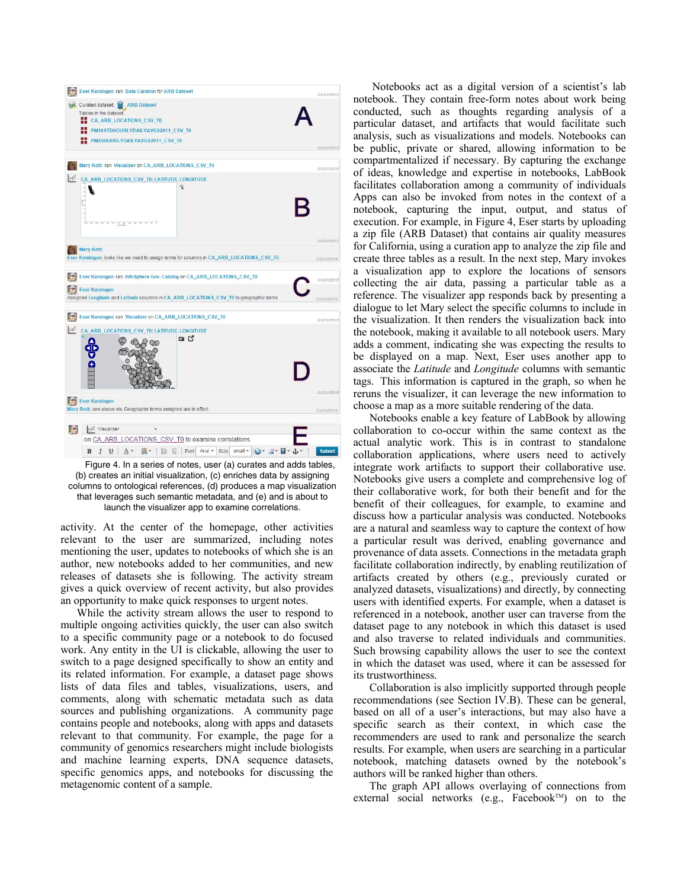Figure 4. In a series of notes, user (a) curates and adds tables, (b) creates an initial visualization, (c) enriches data by assigning columns to ontological references, (d) produces a map visualization that leverages such semantic metadata, and (e) and is about to launch the visualizer app to examine correlations.

activity. At the center of the homepage, other activities relevant to the user are summarized, including notes mentioning the user, updates to notebooks of which she is an author, new notebooks added to her communities, and new releases of datasets she is following. The activity stream gives a quick overview of recent activity, but also provides an opportunity to make quick responses to urgent notes.

While the activity stream allows the user to respond to multiple ongoing activities quickly, the user can also switch to a specific community page or a notebook to do focused work. Any entity in the UI is clickable, allowing the user to switch to a page designed specifically to show an entity and its related information. For example, a dataset page shows lists of data files and tables, visualizations, users, and comments, along with schematic metadata such as data sources and publishing organizations. A community page contains people and notebooks, along with apps and datasets relevant to that community. For example, the page for a community of genomics researchers might include biologists and machine learning experts, DNA sequence datasets, specific genomics apps, and notebooks for discussing the metagenomic content of a sample.

Notebooks act as a digital version of a scientist's lab notebook. They contain free-form notes about work being conducted, such as thoughts regarding analysis of a particular dataset, and artifacts that would facilitate such analysis, such as visualizations and models. Notebooks can be public, private or shared, allowing information to be compartmentalized if necessary. By capturing the exchange of ideas, knowledge and expertise in notebooks, LabBook facilitates collaboration among a community of individuals Apps can also be invoked from notes in the context of a notebook, capturing the input, output, and status of execution. For example, in Figure 4, Eser starts by uploading a zip file (ARB Dataset) that contains air quality measures for California, using a curation app to analyze the zip file and create three tables as a result. In the next step, Mary invokes a visualization app to explore the locations of sensors collecting the air data, passing a particular table as a reference. The visualizer app responds back by presenting a dialogue to let Mary select the specific columns to include in the visualization. It then renders the visualization back into the notebook, making it available to all notebook users. Mary adds a comment, indicating she was expecting the results to be displayed on a map. Next, Eser uses another app to associate the *Latitude* and *Longitude* columns with semantic tags. This information is captured in the graph, so when he reruns the visualizer, it can leverage the new information to choose a map as a more suitable rendering of the data.

Notebooks enable a key feature of LabBook by allowing collaboration to co-occur within the same context as the actual analytic work. This is in contrast to standalone collaboration applications, where users need to actively integrate work artifacts to support their collaborative use. Notebooks give users a complete and comprehensive log of their collaborative work, for both their benefit and for the benefit of their colleagues, for example, to examine and discuss how a particular analysis was conducted. Notebooks are a natural and seamless way to capture the context of how a particular result was derived, enabling governance and provenance of data assets. Connections in the metadata graph facilitate collaboration indirectly, by enabling reutilization of artifacts created by others (e.g., previously curated or analyzed datasets, visualizations) and directly, by connecting users with identified experts. For example, when a dataset is referenced in a notebook, another user can traverse from the dataset page to any notebook in which this dataset is used and also traverse to related individuals and communities. Such browsing capability allows the user to see the context in which the dataset was used, where it can be assessed for its trustworthiness.

Collaboration is also implicitly supported through people recommendations (see Section IV.B). These can be general, based on all of a user's interactions, but may also have a specific search as their context, in which case the recommenders are used to rank and personalize the search results. For example, when users are searching in a particular notebook, matching datasets owned by the notebook's authors will be ranked higher than others.

The graph API allows overlaying of connections from external social networks (e.g., Facebook™) on to the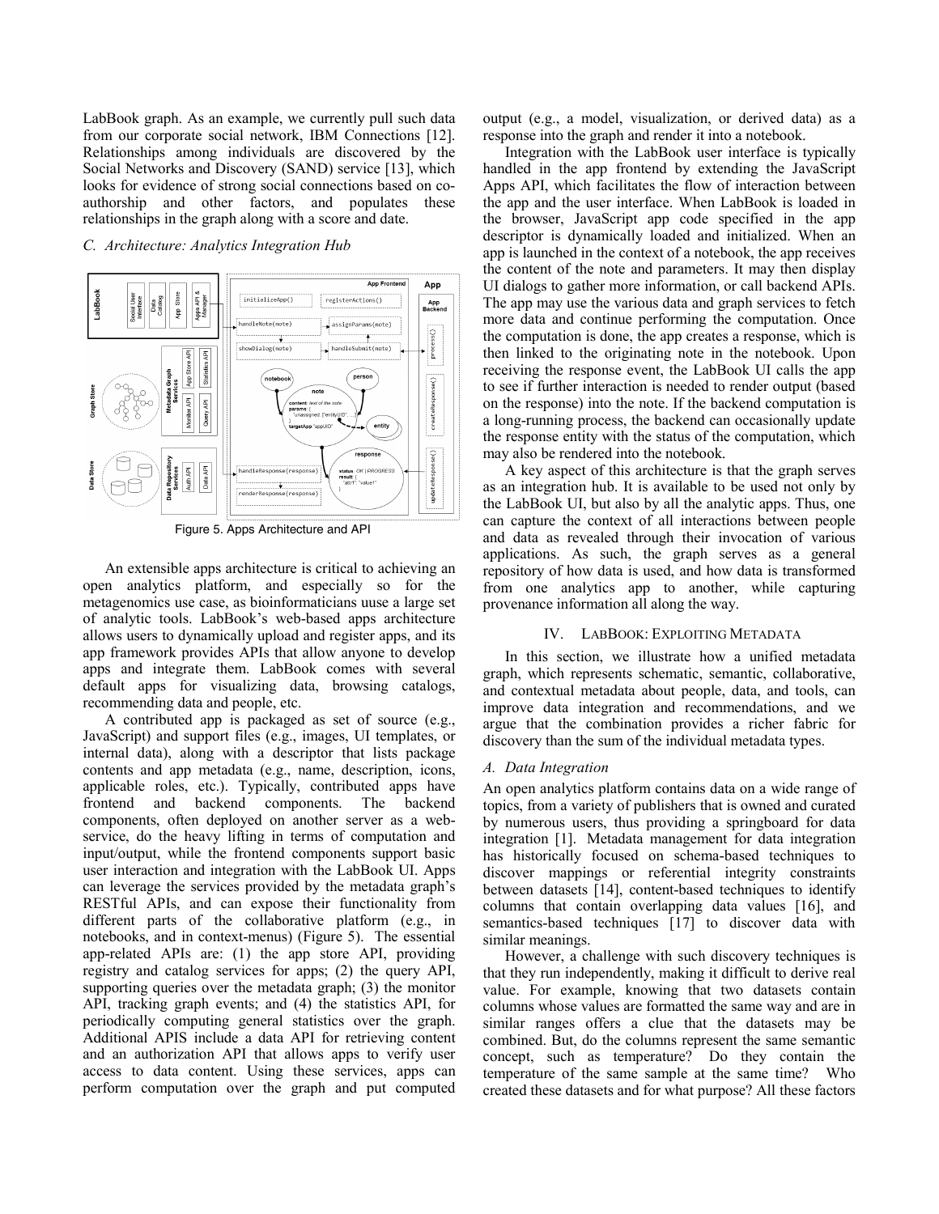LabBook graph. As an example, we currently pull such data from our corporate social network, IBM Connections [12]. Relationships among individuals are discovered by the Social Networks and Discovery (SAND) service [13], which looks for evidence of strong social connections based on co-authorship and other factors, and populates these relationships in the graph along with a score and date.

### C. Architecture: Analytics Integration Hub

LabBook
Social User Interface
Data Catalog
App Store
Apps API & Manager
Graph Store
Metadata Graph Services
Monitor API
App Store API
Query API
Statistics API
Data Store
Data Repository Services
Auth API
Data API
App Frontend
App
App Backend
initializeApp()
registerActions()
handleNote(note)
assignParams(note)
showDialog(note)
handleSubmit(note)
process()
notebook
person
note
content: text of the note
params: { "unassigned: ["entityUID", ...] }
targetApp "appUID"
entity
createResponse()
response
status: OK | PROGRESS
result: { "attr1": "value1" }
handleResponse(response)
renderResponse(response)
updateResponse()

Figure 5. Apps Architecture and API

An extensible apps architecture is critical to achieving an open analytics platform, and especially so for the metagenomics use case, as bioinformaticians uuse a large set of analytic tools. LabBook's web-based apps architecture allows users to dynamically upload and register apps, and its app framework provides APIs that allow anyone to develop apps and integrate them. LabBook comes with several default apps for visualizing data, browsing catalogs, recommending data and people, etc.

A contributed app is packaged as set of source (e.g., JavaScript) and support files (e.g., images, UI templates, or internal data), along with a descriptor that lists package contents and app metadata (e.g., name, description, icons, applicable roles, etc.). Typically, contributed apps have frontend and backend components. The backend components, often deployed on another server as a web-service, do the heavy lifting in terms of computation and input/output, while the frontend components support basic user interaction and integration with the LabBook UI. Apps can leverage the services provided by the metadata graph's RESTful APIs, and can expose their functionality from different parts of the collaborative platform (e.g., in notebooks, and in context-menus) (Figure 5). The essential app-related APIs are: (1) the app store API, providing registry and catalog services for apps; (2) the query API, supporting queries over the metadata graph; (3) the monitor API, tracking graph events; and (4) the statistics API, for periodically computing general statistics over the graph. Additional APIS include a data API for retrieving content and an authorization API that allows apps to verify user access to data content. Using these services, apps can perform computation over the graph and put computed output (e.g., a model, visualization, or derived data) as a response into the graph and render it into a notebook.

Integration with the LabBook user interface is typically handled in the app frontend by extending the JavaScript Apps API, which facilitates the flow of interaction between the app and the user interface. When LabBook is loaded in the browser, JavaScript app code specified in the app descriptor is dynamically loaded and initialized. When an app is launched in the context of a notebook, the app receives the content of the note and parameters. It may then display UI dialogs to gather more information, or call backend APIs. The app may use the various data and graph services to fetch more data and continue performing the computation. Once the computation is done, the app creates a response, which is then linked to the originating note in the notebook. Upon receiving the response event, the LabBook UI calls the app to see if further interaction is needed to render output (based on the response) into the note. If the backend computation is a long-running process, the backend can occasionally update the response entity with the status of the computation, which may also be rendered into the notebook.

A key aspect of this architecture is that the graph serves as an integration hub. It is available to be used not only by the LabBook UI, but also by all the analytic apps. Thus, one can capture the context of all interactions between people and data as revealed through their invocation of various applications. As such, the graph serves as a general repository of how data is used, and how data is transformed from one analytics app to another, while capturing provenance information all along the way.

## IV. LabBook: Exploiting Metadata

In this section, we illustrate how a unified metadata graph, which represents schematic, semantic, collaborative, and contextual metadata about people, data, and tools, can improve data integration and recommendations, and we argue that the combination provides a richer fabric for discovery than the sum of the individual metadata types.

### A. Data Integration

An open analytics platform contains data on a wide range of topics, from a variety of publishers that is owned and curated by numerous users, thus providing a springboard for data integration [1]. Metadata management for data integration has historically focused on schema-based techniques to discover mappings or referential integrity constraints between datasets [14], content-based techniques to identify columns that contain overlapping data values [16], and semantics-based techniques [17] to discover data with similar meanings.

However, a challenge with such discovery techniques is that they run independently, making it difficult to derive real value. For example, knowing that two datasets contain columns whose values are formatted the same way and are in similar ranges offers a clue that the datasets may be combined. But, do the columns represent the same semantic concept, such as temperature? Do they contain the temperature of the same sample at the same time? Who created these datasets and for what purpose? All these factors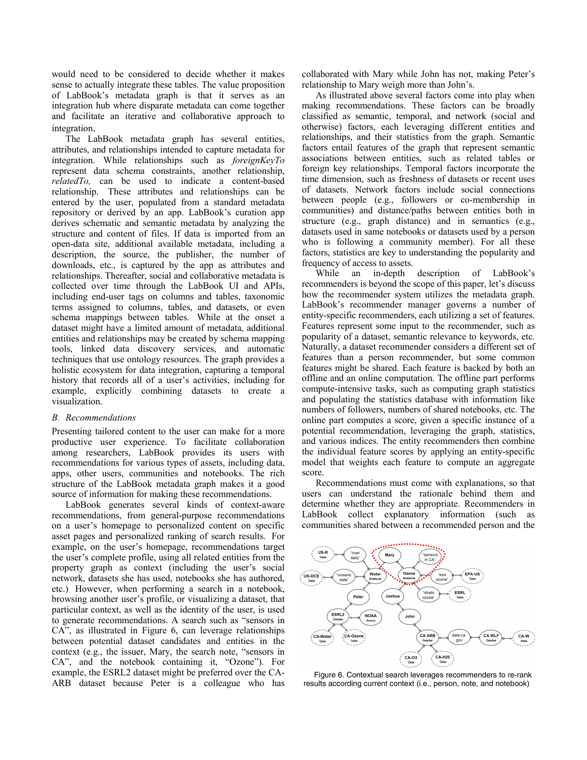would need to be considered to decide whether it makes sense to actually integrate these tables. The value proposition of LabBook's metadata graph is that it serves as an integration hub where disparate metadata can come together and facilitate an iterative and collaborative approach to integration.

The LabBook metadata graph has several entities, attributes, and relationships intended to capture metadata for integration. While relationships such as *foreignKeyTo* represent data schema constraints, another relationship, *relatedTo,* can be used to indicate a content-based relationship. These attributes and relationships can be entered by the user, populated from a standard metadata repository or derived by an app. LabBook's curation app derives schematic and semantic metadata by analyzing the structure and content of files. If data is imported from an open-data site, additional available metadata, including a description, the source, the publisher, the number of downloads, etc., is captured by the app as attributes and relationships. Thereafter, social and collaborative metadata is collected over time through the LabBook UI and APIs, including end-user tags on columns and tables, taxonomic terms assigned to columns, tables, and datasets, or even schema mappings between tables. While at the onset a dataset might have a limited amount of metadata, additional entities and relationships may be created by schema mapping tools, linked data discovery services, and automatic techniques that use ontology resources. The graph provides a holistic ecosystem for data integration, capturing a temporal history that records all of a user's activities, including for example, explicitly combining datasets to create a visualization.

### B. Recommendations

Presenting tailored content to the user can make for a more productive user experience. To facilitate collaboration among researchers, LabBook provides its users with recommendations for various types of assets, including data, apps, other users, communities and notebooks. The rich structure of the LabBook metadata graph makes it a good source of information for making these recommendations.

LabBook generates several kinds of context-aware recommendations, from general-purpose recommendations on a user's homepage to personalized content on specific asset pages and personalized ranking of search results. For example, on the user's homepage, recommendations target the user's complete profile, using all related entities from the property graph as context (including the user's social network, datasets she has used, notebooks she has authored, etc.) However, when performing a search in a notebook, browsing another user's profile, or visualizing a dataset, that particular context, as well as the identity of the user, is used to generate recommendations. A search such as "sensors in CA", as illustrated in Figure 6, can leverage relationships between potential dataset candidates and entities in the context (e.g., the issuer, Mary, the search note, "sensors in CA", and the notebook containing it, "Ozone"). For example, the ESRL2 dataset might be preferred over the CA-ARB dataset because Peter is a colleague who has collaborated with Mary while John has not, making Peter's relationship to Mary weigh more than John's.

As illustrated above several factors come into play when making recommendations. These factors can be broadly classified as semantic, temporal, and network (social and otherwise) factors, each leveraging different entities and relationships, and their statistics from the graph. Semantic factors entail features of the graph that represent semantic associations between entities, such as related tables or foreign key relationships. Temporal factors incorporate the time dimension, such as freshness of datasets or recent uses of datasets. Network factors include social connections between people (e.g., followers or co-membership in communities) and distance/paths between entities both in structure (e.g., graph distance) and in semantics (e.g., datasets used in same notebooks or datasets used by a person who is following a community member). For all these factors, statistics are key to understanding the popularity and frequency of access to assets.

While an in-depth description of LabBook's recommenders is beyond the scope of this paper, let's discuss how the recommender system utilizes the metadata graph. LabBook's recommender manager governs a number of entity-specific recommenders, each utilizing a set of features. Features represent some input to the recommender, such as popularity of a dataset, semantic relevance to keywords, etc. Naturally, a dataset recommender considers a different set of features than a person recommender, but some common features might be shared. Each feature is backed by both an offline and an online computation. The offline part performs compute-intensive tasks, such as computing graph statistics and populating the statistics database with information like numbers of followers, numbers of shared notebooks, etc. The online part computes a score, given a specific instance of a potential recommendation, leveraging the graph, statistics, and various indices. The entity recommenders then combine the individual feature scores by applying an entity-specific model that weights each feature to compute an aggregate score.

Recommendations must come with explanations, so that users can understand the rationale behind them and determine whether they are appropriate. Recommenders in LabBook collect explanatory information (such as communities shared between a recommended person and the

US-R Table
"river data"
Mary
"sensors in CA"
US-OCE Table
"oceanic data"
Water Notebook
Ozone Notebook
"epa ozone"
EPA-US Table
Peter
Joshua
"strato ozone"
ESRL Table
ESRL2 DataSet
NOAA Source
John
CA-Water Table
CA-Ozone Table
CA ARB DataSet
data.ca.gov
CA WLF DataSet
CA-W Table
CA-O3 Table
CA-H20 Table

Figure 6. Contextual search leverages recommenders to re-rank results according current context (i.e., person, note, and notebook)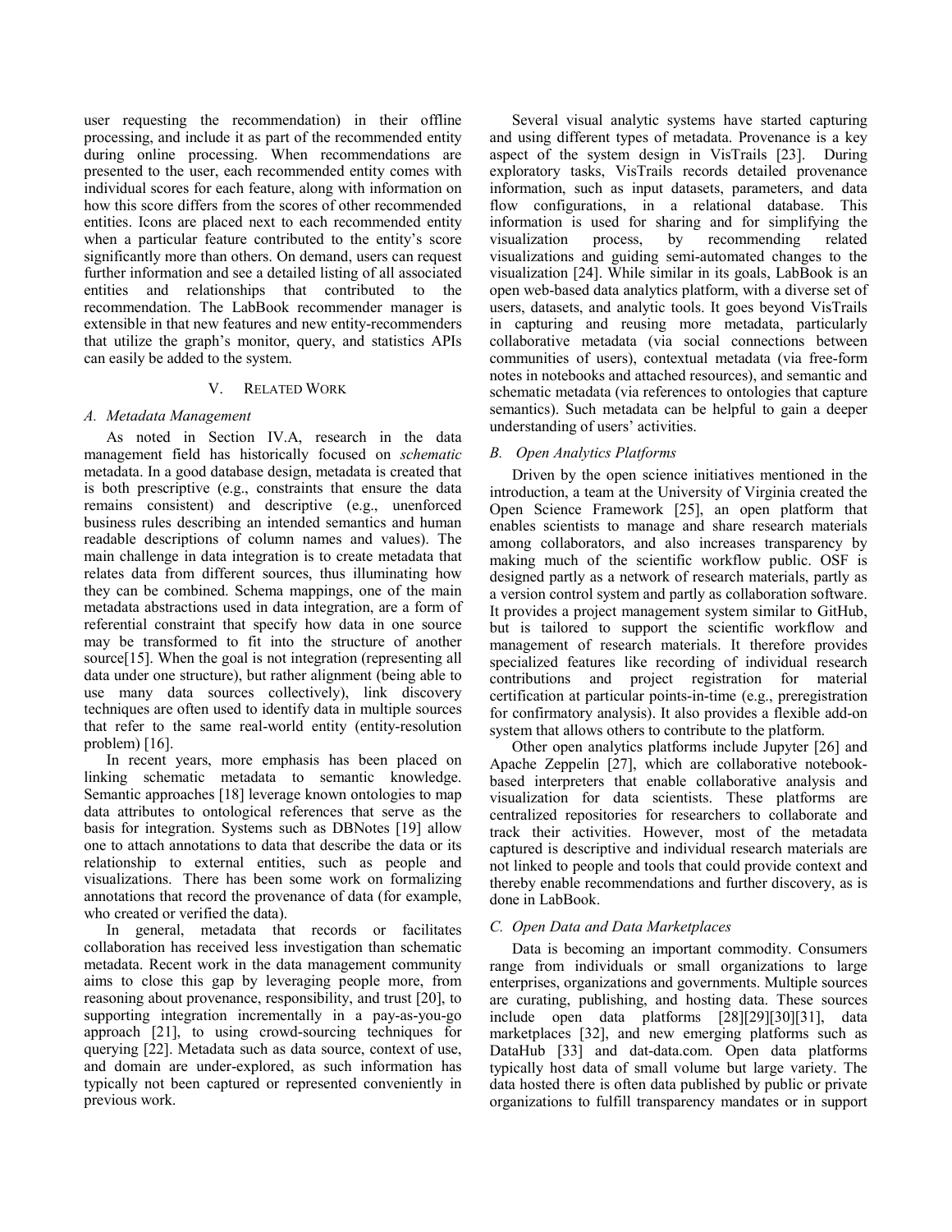user requesting the recommendation) in their offline processing, and include it as part of the recommended entity during online processing. When recommendations are presented to the user, each recommended entity comes with individual scores for each feature, along with information on how this score differs from the scores of other recommended entities. Icons are placed next to each recommended entity when a particular feature contributed to the entity's score significantly more than others. On demand, users can request further information and see a detailed listing of all associated entities and relationships that contributed to the recommendation. The LabBook recommender manager is extensible in that new features and new entity-recommenders that utilize the graph's monitor, query, and statistics APIs can easily be added to the system.

## V. RELATED WORK

### *A. Metadata Management*

As noted in Section IV.A, research in the data management field has historically focused on *schematic* metadata. In a good database design, metadata is created that is both prescriptive (e.g., constraints that ensure the data remains consistent) and descriptive (e.g., unenforced business rules describing an intended semantics and human readable descriptions of column names and values). The main challenge in data integration is to create metadata that relates data from different sources, thus illuminating how they can be combined. Schema mappings, one of the main metadata abstractions used in data integration, are a form of referential constraint that specify how data in one source may be transformed to fit into the structure of another source[15]. When the goal is not integration (representing all data under one structure), but rather alignment (being able to use many data sources collectively), link discovery techniques are often used to identify data in multiple sources that refer to the same real-world entity (entity-resolution problem) [16].

In recent years, more emphasis has been placed on linking schematic metadata to semantic knowledge. Semantic approaches [18] leverage known ontologies to map data attributes to ontological references that serve as the basis for integration. Systems such as DBNotes [19] allow one to attach annotations to data that describe the data or its relationship to external entities, such as people and visualizations. There has been some work on formalizing annotations that record the provenance of data (for example, who created or verified the data).

In general, metadata that records or facilitates collaboration has received less investigation than schematic metadata. Recent work in the data management community aims to close this gap by leveraging people more, from reasoning about provenance, responsibility, and trust [20], to supporting integration incrementally in a pay-as-you-go approach [21], to using crowd-sourcing techniques for querying [22]. Metadata such as data source, context of use, and domain are under-explored, as such information has typically not been captured or represented conveniently in previous work.

Several visual analytic systems have started capturing and using different types of metadata. Provenance is a key aspect of the system design in VisTrails [23]. During exploratory tasks, VisTrails records detailed provenance information, such as input datasets, parameters, and data flow configurations, in a relational database. This information is used for sharing and for simplifying the visualization process, by recommending related visualizations and guiding semi-automated changes to the visualization [24]. While similar in its goals, LabBook is an open web-based data analytics platform, with a diverse set of users, datasets, and analytic tools. It goes beyond VisTrails in capturing and reusing more metadata, particularly collaborative metadata (via social connections between communities of users), contextual metadata (via free-form notes in notebooks and attached resources), and semantic and schematic metadata (via references to ontologies that capture semantics). Such metadata can be helpful to gain a deeper understanding of users' activities.

### *B. Open Analytics Platforms*

Driven by the open science initiatives mentioned in the introduction, a team at the University of Virginia created the Open Science Framework [25], an open platform that enables scientists to manage and share research materials among collaborators, and also increases transparency by making much of the scientific workflow public. OSF is designed partly as a network of research materials, partly as a version control system and partly as collaboration software. It provides a project management system similar to GitHub, but is tailored to support the scientific workflow and management of research materials. It therefore provides specialized features like recording of individual research contributions and project registration for material certification at particular points-in-time (e.g., preregistration for confirmatory analysis). It also provides a flexible add-on system that allows others to contribute to the platform.

Other open analytics platforms include Jupyter [26] and Apache Zeppelin [27], which are collaborative notebook-based interpreters that enable collaborative analysis and visualization for data scientists. These platforms are centralized repositories for researchers to collaborate and track their activities. However, most of the metadata captured is descriptive and individual research materials are not linked to people and tools that could provide context and thereby enable recommendations and further discovery, as is done in LabBook.

### *C. Open Data and Data Marketplaces*

Data is becoming an important commodity. Consumers range from individuals or small organizations to large enterprises, organizations and governments. Multiple sources are curating, publishing, and hosting data. These sources include open data platforms [28][29][30][31], data marketplaces [32], and new emerging platforms such as DataHub [33] and dat-data.com. Open data platforms typically host data of small volume but large variety. The data hosted there is often data published by public or private organizations to fulfill transparency mandates or in support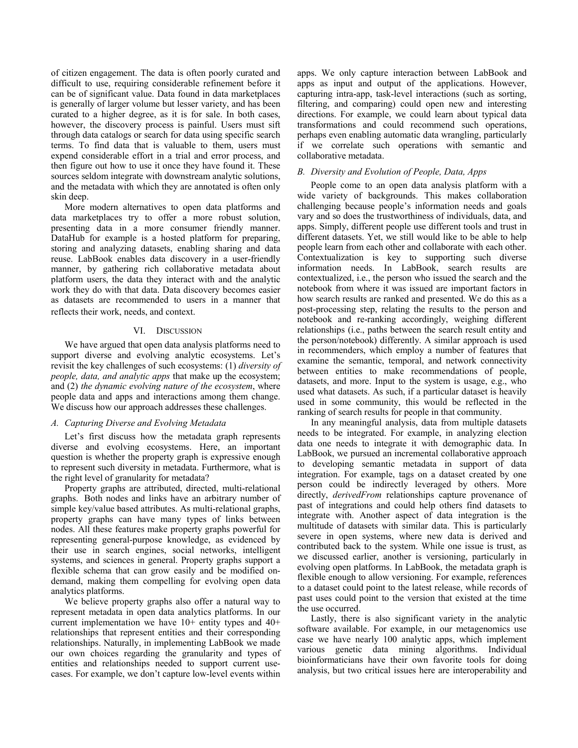of citizen engagement. The data is often poorly curated and difficult to use, requiring considerable refinement before it can be of significant value. Data found in data marketplaces is generally of larger volume but lesser variety, and has been curated to a higher degree, as it is for sale. In both cases, however, the discovery process is painful. Users must sift through data catalogs or search for data using specific search terms. To find data that is valuable to them, users must expend considerable effort in a trial and error process, and then figure out how to use it once they have found it. These sources seldom integrate with downstream analytic solutions, and the metadata with which they are annotated is often only skin deep.

More modern alternatives to open data platforms and data marketplaces try to offer a more robust solution, presenting data in a more consumer friendly manner. DataHub for example is a hosted platform for preparing, storing and analyzing datasets, enabling sharing and data reuse. LabBook enables data discovery in a user-friendly manner, by gathering rich collaborative metadata about platform users, the data they interact with and the analytic work they do with that data. Data discovery becomes easier as datasets are recommended to users in a manner that reflects their work, needs, and context.

## VI. Discussion

We have argued that open data analysis platforms need to support diverse and evolving analytic ecosystems. Let's revisit the key challenges of such ecosystems: (1) *diversity of people, data, and analytic apps* that make up the ecosystem; and (2) *the dynamic evolving nature of the ecosystem*, where people data and apps and interactions among them change. We discuss how our approach addresses these challenges.

### A. Capturing Diverse and Evolving Metadata

Let's first discuss how the metadata graph represents diverse and evolving ecosystems. Here, an important question is whether the property graph is expressive enough to represent such diversity in metadata. Furthermore, what is the right level of granularity for metadata?

Property graphs are attributed, directed, multi-relational graphs. Both nodes and links have an arbitrary number of simple key/value based attributes. As multi-relational graphs, property graphs can have many types of links between nodes. All these features make property graphs powerful for representing general-purpose knowledge, as evidenced by their use in search engines, social networks, intelligent systems, and sciences in general. Property graphs support a flexible schema that can grow easily and be modified on-demand, making them compelling for evolving open data analytics platforms.

We believe property graphs also offer a natural way to represent metadata in open data analytics platforms. In our current implementation we have 10+ entity types and 40+ relationships that represent entities and their corresponding relationships. Naturally, in implementing LabBook we made our own choices regarding the granularity and types of entities and relationships needed to support current use-cases. For example, we don't capture low-level events within apps. We only capture interaction between LabBook and apps as input and output of the applications. However, capturing intra-app, task-level interactions (such as sorting, filtering, and comparing) could open new and interesting directions. For example, we could learn about typical data transformations and could recommend such operations, perhaps even enabling automatic data wrangling, particularly if we correlate such operations with semantic and collaborative metadata.

### B. Diversity and Evolution of People, Data, Apps

People come to an open data analysis platform with a wide variety of backgrounds. This makes collaboration challenging because people's information needs and goals vary and so does the trustworthiness of individuals, data, and apps. Simply, different people use different tools and trust in different datasets. Yet, we still would like to be able to help people learn from each other and collaborate with each other. Contextualization is key to supporting such diverse information needs. In LabBook, search results are contextualized, i.e., the person who issued the search and the notebook from where it was issued are important factors in how search results are ranked and presented. We do this as a post-processing step, relating the results to the person and notebook and re-ranking accordingly, weighing different relationships (i.e., paths between the search result entity and the person/notebook) differently. A similar approach is used in recommenders, which employ a number of features that examine the semantic, temporal, and network connectivity between entities to make recommendations of people, datasets, and more. Input to the system is usage, e.g., who used what datasets. As such, if a particular dataset is heavily used in some community, this would be reflected in the ranking of search results for people in that community.

In any meaningful analysis, data from multiple datasets needs to be integrated. For example, in analyzing election data one needs to integrate it with demographic data. In LabBook, we pursued an incremental collaborative approach to developing semantic metadata in support of data integration. For example, tags on a dataset created by one person could be indirectly leveraged by others. More directly, *derivedFrom* relationships capture provenance of past of integrations and could help others find datasets to integrate with. Another aspect of data integration is the multitude of datasets with similar data. This is particularly severe in open systems, where new data is derived and contributed back to the system. While one issue is trust, as we discussed earlier, another is versioning, particularly in evolving open platforms. In LabBook, the metadata graph is flexible enough to allow versioning. For example, references to a dataset could point to the latest release, while records of past uses could point to the version that existed at the time the use occurred.

Lastly, there is also significant variety in the analytic software available. For example, in our metagenomics use case we have nearly 100 analytic apps, which implement various genetic data mining algorithms. Individual bioinformaticians have their own favorite tools for doing analysis, but two critical issues here are interoperability and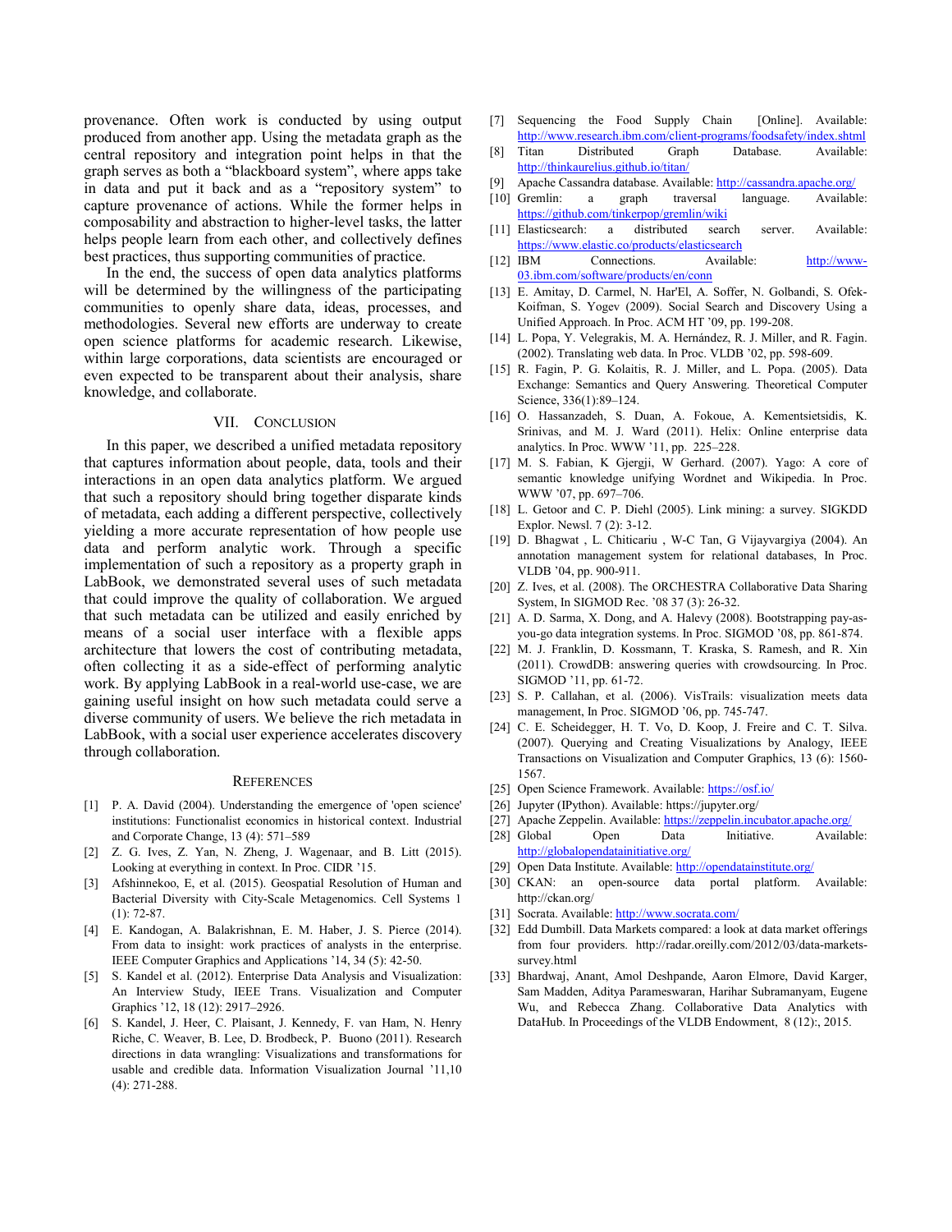provenance. Often work is conducted by using output produced from another app. Using the metadata graph as the central repository and integration point helps in that the graph serves as both a "blackboard system", where apps take in data and put it back and as a "repository system" to capture provenance of actions. While the former helps in composability and abstraction to higher-level tasks, the latter helps people learn from each other, and collectively defines best practices, thus supporting communities of practice.

In the end, the success of open data analytics platforms will be determined by the willingness of the participating communities to openly share data, ideas, processes, and methodologies. Several new efforts are underway to create open science platforms for academic research. Likewise, within large corporations, data scientists are encouraged or even expected to be transparent about their analysis, share knowledge, and collaborate.

## VII. Conclusion

In this paper, we described a unified metadata repository that captures information about people, data, tools and their interactions in an open data analytics platform. We argued that such a repository should bring together disparate kinds of metadata, each adding a different perspective, collectively yielding a more accurate representation of how people use data and perform analytic work. Through a specific implementation of such a repository as a property graph in LabBook, we demonstrated several uses of such metadata that could improve the quality of collaboration. We argued that such metadata can be utilized and easily enriched by means of a social user interface with a flexible apps architecture that lowers the cost of contributing metadata, often collecting it as a side-effect of performing analytic work. By applying LabBook in a real-world use-case, we are gaining useful insight on how such metadata could serve a diverse community of users. We believe the rich metadata in LabBook, with a social user experience accelerates discovery through collaboration.

## References

[1] P. A. David (2004). Understanding the emergence of 'open science' institutions: Functionalist economics in historical context. Industrial and Corporate Change, 13 (4): 571–589

[2] Z. G. Ives, Z. Yan, N. Zheng, J. Wagenaar, and B. Litt (2015). Looking at everything in context. In Proc. CIDR '15.

[3] Afshinnekoo, E, et al. (2015). Geospatial Resolution of Human and Bacterial Diversity with City-Scale Metagenomics. Cell Systems 1 (1): 72-87.

[4] E. Kandogan, A. Balakrishnan, E. M. Haber, J. S. Pierce (2014). From data to insight: work practices of analysts in the enterprise. IEEE Computer Graphics and Applications '14, 34 (5): 42-50.

[5] S. Kandel et al. (2012). Enterprise Data Analysis and Visualization: An Interview Study, IEEE Trans. Visualization and Computer Graphics '12, 18 (12): 2917–2926.

[6] S. Kandel, J. Heer, C. Plaisant, J. Kennedy, F. van Ham, N. Henry Riche, C. Weaver, B. Lee, D. Brodbeck, P. Buono (2011). Research directions in data wrangling: Visualizations and transformations for usable and credible data. Information Visualization Journal '11,10 (4): 271-288.

[7] Sequencing the Food Supply Chain [Online]. Available: http://www.research.ibm.com/client-programs/foodsafety/index.shtml

[8] Titan Distributed Graph Database. Available: http://thinkaurelius.github.io/titan/

[9] Apache Cassandra database. Available: http://cassandra.apache.org/

[10] Gremlin: a graph traversal language. Available: https://github.com/tinkerpop/gremlin/wiki

[11] Elasticsearch: a distributed search server. Available: https://www.elastic.co/products/elasticsearch

[12] IBM Connections. Available: http://www-03.ibm.com/software/products/en/conn

[13] E. Amitay, D. Carmel, N. Har'El, A. Soffer, N. Golbandi, S. Ofek-Koifman, S. Yogev (2009). Social Search and Discovery Using a Unified Approach. In Proc. ACM HT '09, pp. 199-208.

[14] L. Popa, Y. Velegrakis, M. A. Hernández, R. J. Miller, and R. Fagin. (2002). Translating web data. In Proc. VLDB '02, pp. 598-609.

[15] R. Fagin, P. G. Kolaitis, R. J. Miller, and L. Popa. (2005). Data Exchange: Semantics and Query Answering. Theoretical Computer Science, 336(1):89–124.

[16] O. Hassanzadeh, S. Duan, A. Fokoue, A. Kementsietsidis, K. Srinivas, and M. J. Ward (2011). Helix: Online enterprise data analytics. In Proc. WWW '11, pp. 225–228.

[17] M. S. Fabian, K Gjergji, W Gerhard. (2007). Yago: A core of semantic knowledge unifying Wordnet and Wikipedia. In Proc. WWW '07, pp. 697–706.

[18] L. Getoor and C. P. Diehl (2005). Link mining: a survey. SIGKDD Explor. Newsl. 7 (2): 3-12.

[19] D. Bhagwat , L. Chiticariu , W-C Tan, G Vijayvargiya (2004). An annotation management system for relational databases, In Proc. VLDB '04, pp. 900-911.

[20] Z. Ives, et al. (2008). The ORCHESTRA Collaborative Data Sharing System, In SIGMOD Rec. '08 37 (3): 26-32.

[21] A. D. Sarma, X. Dong, and A. Halevy (2008). Bootstrapping pay-as-you-go data integration systems. In Proc. SIGMOD '08, pp. 861-874.

[22] M. J. Franklin, D. Kossmann, T. Kraska, S. Ramesh, and R. Xin (2011). CrowdDB: answering queries with crowdsourcing. In Proc. SIGMOD '11, pp. 61-72.

[23] S. P. Callahan, et al. (2006). VisTrails: visualization meets data management, In Proc. SIGMOD '06, pp. 745-747.

[24] C. E. Scheidegger, H. T. Vo, D. Koop, J. Freire and C. T. Silva. (2007). Querying and Creating Visualizations by Analogy, IEEE Transactions on Visualization and Computer Graphics, 13 (6): 1560-1567.

[25] Open Science Framework. Available: https://osf.io/

[26] Jupyter (IPython). Available: https://jupyter.org/

[27] Apache Zeppelin. Available: https://zeppelin.incubator.apache.org/

[28] Global Open Data Initiative. Available: http://globalopendatainitiative.org/

[29] Open Data Institute. Available: http://opendatainstitute.org/

[30] CKAN: an open-source data portal platform. Available: http://ckan.org/

[31] Socrata. Available: http://www.socrata.com/

[32] Edd Dumbill. Data Markets compared: a look at data market offerings from four providers. http://radar.oreilly.com/2012/03/data-markets-survey.html

[33] Bhardwaj, Anant, Amol Deshpande, Aaron Elmore, David Karger, Sam Madden, Aditya Parameswaran, Harihar Subramanyam, Eugene Wu, and Rebecca Zhang. Collaborative Data Analytics with DataHub. In Proceedings of the VLDB Endowment, 8 (12):, 2015.